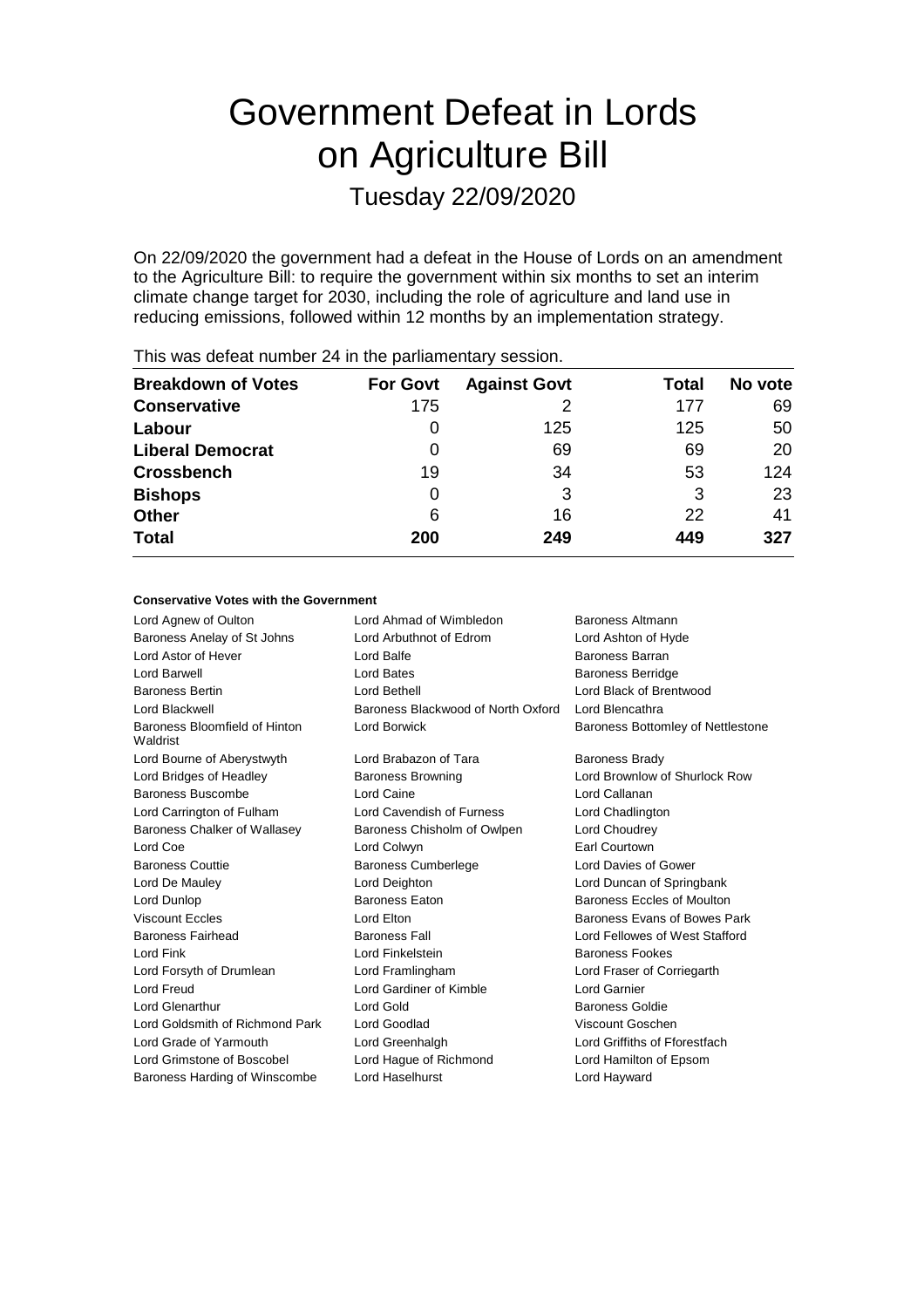# Government Defeat in Lords on Agriculture Bill

## Tuesday 22/09/2020

On 22/09/2020 the government had a defeat in the House of Lords on an amendment to the Agriculture Bill: to require the government within six months to set an interim climate change target for 2030, including the role of agriculture and land use in reducing emissions, followed within 12 months by an implementation strategy.

This was defeat number 24 in the parliamentary session.

| Breakdown of Votes | For Govt | Against Govt | Total | No vote |
|---|---|---|---|---|
| **Conservative** | 175 | 2 | 177 | 69 |
| **Labour** | 0 | 125 | 125 | 50 |
| **Liberal Democrat** | 0 | 69 | 69 | 20 |
| **Crossbench** | 19 | 34 | 53 | 124 |
| **Bishops** | 0 | 3 | 3 | 23 |
| **Other** | 6 | 16 | 22 | 41 |
| **Total** | **200** | **249** | **449** | **327** |

**Conservative Votes with the Government**

| | | |
|---|---|---|
| Lord Agnew of Oulton | Lord Ahmad of Wimbledon | Baroness Altmann |
| Baroness Anelay of St Johns | Lord Arbuthnot of Edrom | Lord Ashton of Hyde |
| Lord Astor of Hever | Lord Balfe | Baroness Barran |
| Lord Barwell | Lord Bates | Baroness Berridge |
| Baroness Bertin | Lord Bethell | Lord Black of Brentwood |
| Lord Blackwell | Baroness Blackwood of North Oxford | Lord Blencathra |
| Baroness Bloomfield of Hinton Waldrist | Lord Borwick | Baroness Bottomley of Nettlestone |
| Lord Bourne of Aberystwyth | Lord Brabazon of Tara | Baroness Brady |
| Lord Bridges of Headley | Baroness Browning | Lord Brownlow of Shurlock Row |
| Baroness Buscombe | Lord Caine | Lord Callanan |
| Lord Carrington of Fulham | Lord Cavendish of Furness | Lord Chadlington |
| Baroness Chalker of Wallasey | Baroness Chisholm of Owlpen | Lord Choudrey |
| Lord Coe | Lord Colwyn | Earl Courtown |
| Baroness Couttie | Baroness Cumberlege | Lord Davies of Gower |
| Lord De Mauley | Lord Deighton | Lord Duncan of Springbank |
| Lord Dunlop | Baroness Eaton | Baroness Eccles of Moulton |
| Viscount Eccles | Lord Elton | Baroness Evans of Bowes Park |
| Baroness Fairhead | Baroness Fall | Lord Fellowes of West Stafford |
| Lord Fink | Lord Finkelstein | Baroness Fookes |
| Lord Forsyth of Drumlean | Lord Framlingham | Lord Fraser of Corriegarth |
| Lord Freud | Lord Gardiner of Kimble | Lord Garnier |
| Lord Glenarthur | Lord Gold | Baroness Goldie |
| Lord Goldsmith of Richmond Park | Lord Goodlad | Viscount Goschen |
| Lord Grade of Yarmouth | Lord Greenhalgh | Lord Griffiths of Fforestfach |
| Lord Grimstone of Boscobel | Lord Hague of Richmond | Lord Hamilton of Epsom |
| Baroness Harding of Winscombe | Lord Haselhurst | Lord Hayward |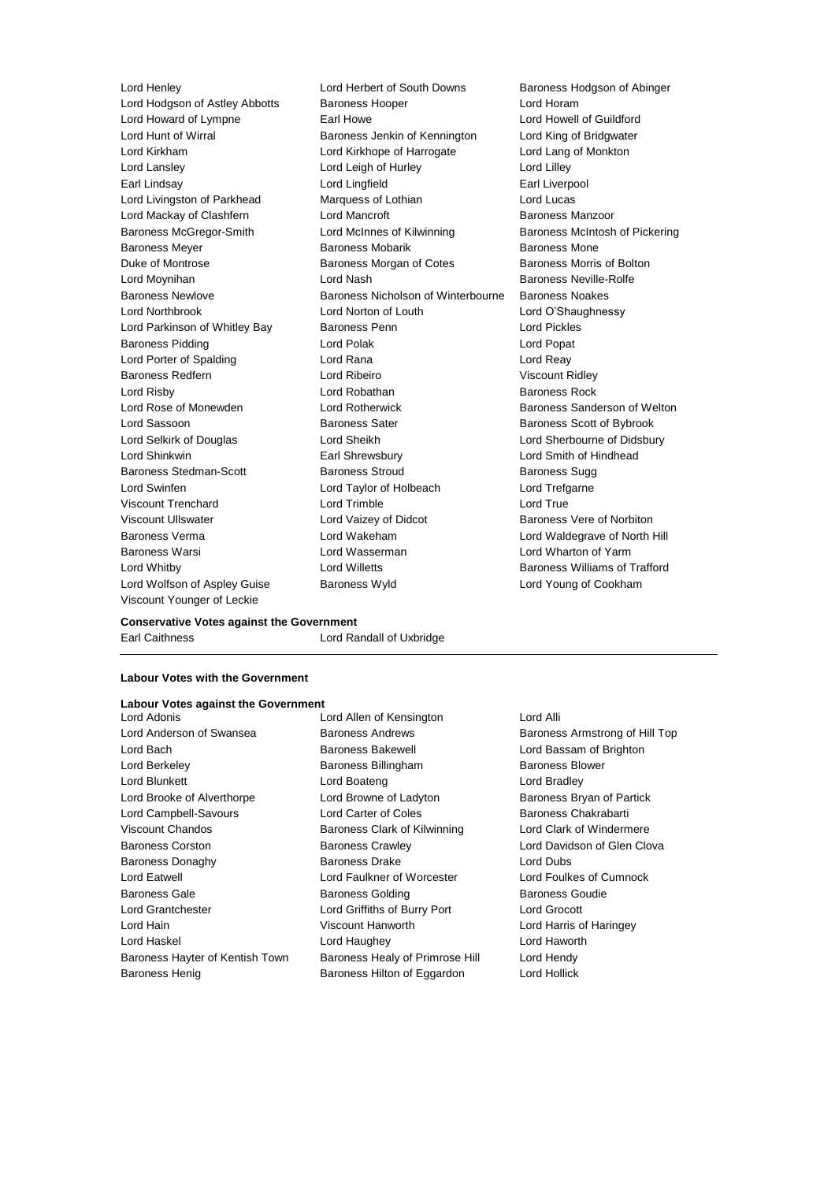Lord Henley
Lord Herbert of South Downs
Baroness Hodgson of Abinger
Lord Hodgson of Astley Abbotts
Baroness Hooper
Lord Horam
Lord Howard of Lympne
Earl Howe
Lord Howell of Guildford
Lord Hunt of Wirral
Baroness Jenkin of Kennington
Lord King of Bridgwater
Lord Kirkham
Lord Kirkhope of Harrogate
Lord Lang of Monkton
Lord Lansley
Lord Leigh of Hurley
Lord Lilley
Earl Lindsay
Lord Lingfield
Earl Liverpool
Lord Livingston of Parkhead
Marquess of Lothian
Lord Lucas
Lord Mackay of Clashfern
Lord Mancroft
Baroness Manzoor
Baroness McGregor-Smith
Lord McInnes of Kilwinning
Baroness McIntosh of Pickering
Baroness Meyer
Baroness Mobarik
Baroness Mone
Duke of Montrose
Baroness Morgan of Cotes
Baroness Morris of Bolton
Lord Moynihan
Lord Nash
Baroness Neville-Rolfe
Baroness Newlove
Baroness Nicholson of Winterbourne
Baroness Noakes
Lord Northbrook
Lord Norton of Louth
Lord O'Shaughnessy
Lord Parkinson of Whitley Bay
Baroness Penn
Lord Pickles
Baroness Pidding
Lord Polak
Lord Popat
Lord Porter of Spalding
Lord Rana
Lord Reay
Baroness Redfern
Lord Ribeiro
Viscount Ridley
Lord Risby
Lord Robathan
Baroness Rock
Lord Rose of Monewden
Lord Rotherwick
Baroness Sanderson of Welton
Lord Sassoon
Baroness Sater
Baroness Scott of Bybrook
Lord Selkirk of Douglas
Lord Sheikh
Lord Sherbourne of Didsbury
Lord Shinkwin
Earl Shrewsbury
Lord Smith of Hindhead
Baroness Stedman-Scott
Baroness Stroud
Baroness Sugg
Lord Swinfen
Lord Taylor of Holbeach
Lord Trefgarne
Viscount Trenchard
Lord Trimble
Lord True
Viscount Ullswater
Lord Vaizey of Didcot
Baroness Vere of Norbiton
Baroness Verma
Lord Wakeham
Lord Waldegrave of North Hill
Baroness Warsi
Lord Wasserman
Lord Wharton of Yarm
Lord Whitby
Lord Willetts
Baroness Williams of Trafford
Lord Wolfson of Aspley Guise
Baroness Wyld
Lord Young of Cookham
Viscount Younger of Leckie

**Conservative Votes against the Government**

Earl Caithness
Lord Randall of Uxbridge

**Labour Votes with the Government**

**Labour Votes against the Government**

Lord Adonis
Lord Allen of Kensington
Lord Alli
Lord Anderson of Swansea
Baroness Andrews
Baroness Armstrong of Hill Top
Lord Bach
Baroness Bakewell
Lord Bassam of Brighton
Lord Berkeley
Baroness Billingham
Baroness Blower
Lord Blunkett
Lord Boateng
Lord Bradley
Lord Brooke of Alverthorpe
Lord Browne of Ladyton
Baroness Bryan of Partick
Lord Campbell-Savours
Lord Carter of Coles
Baroness Chakrabarti
Viscount Chandos
Baroness Clark of Kilwinning
Lord Clark of Windermere
Baroness Corston
Baroness Crawley
Lord Davidson of Glen Clova
Baroness Donaghy
Baroness Drake
Lord Dubs
Lord Eatwell
Lord Faulkner of Worcester
Lord Foulkes of Cumnock
Baroness Gale
Baroness Golding
Baroness Goudie
Lord Grantchester
Lord Griffiths of Burry Port
Lord Grocott
Lord Hain
Viscount Hanworth
Lord Harris of Haringey
Lord Haskel
Lord Haughey
Lord Haworth
Baroness Hayter of Kentish Town
Baroness Healy of Primrose Hill
Lord Hendy
Baroness Henig
Baroness Hilton of Eggardon
Lord Hollick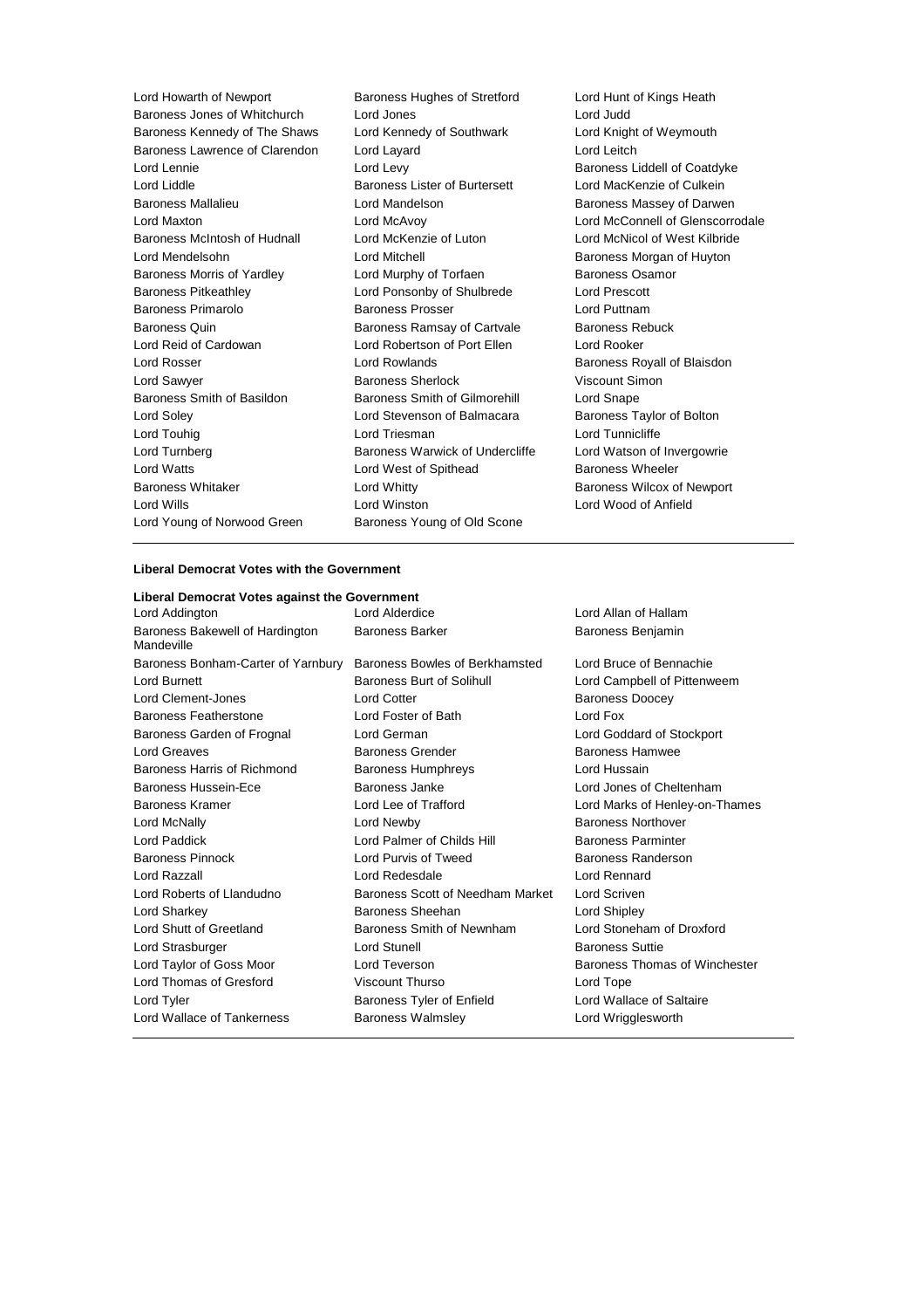Lord Howarth of Newport
Baroness Hughes of Stretford
Lord Hunt of Kings Heath
Baroness Jones of Whitchurch
Lord Jones
Lord Judd
Baroness Kennedy of The Shaws
Lord Kennedy of Southwark
Lord Knight of Weymouth
Baroness Lawrence of Clarendon
Lord Layard
Lord Leitch
Lord Lennie
Lord Levy
Baroness Liddell of Coatdyke
Lord Liddle
Baroness Lister of Burtersett
Lord MacKenzie of Culkein
Baroness Mallalieu
Lord Mandelson
Baroness Massey of Darwen
Lord Maxton
Lord McAvoy
Lord McConnell of Glenscorrodale
Baroness McIntosh of Hudnall
Lord McKenzie of Luton
Lord McNicol of West Kilbride
Lord Mendelsohn
Lord Mitchell
Baroness Morgan of Huyton
Baroness Morris of Yardley
Lord Murphy of Torfaen
Baroness Osamor
Baroness Pitkeathley
Lord Ponsonby of Shulbrede
Lord Prescott
Baroness Primarolo
Baroness Prosser
Lord Puttnam
Baroness Quin
Baroness Ramsay of Cartvale
Baroness Rebuck
Lord Reid of Cardowan
Lord Robertson of Port Ellen
Lord Rooker
Lord Rosser
Lord Rowlands
Baroness Royall of Blaisdon
Lord Sawyer
Baroness Sherlock
Viscount Simon
Baroness Smith of Basildon
Baroness Smith of Gilmorehill
Lord Snape
Lord Soley
Lord Stevenson of Balmacara
Baroness Taylor of Bolton
Lord Touhig
Lord Triesman
Lord Tunnicliffe
Lord Turnberg
Baroness Warwick of Undercliffe
Lord Watson of Invergowrie
Lord Watts
Lord West of Spithead
Baroness Wheeler
Baroness Whitaker
Lord Whitty
Baroness Wilcox of Newport
Lord Wills
Lord Winston
Lord Wood of Anfield
Lord Young of Norwood Green
Baroness Young of Old Scone

---

**Liberal Democrat Votes with the Government**

---

**Liberal Democrat Votes against the Government**

Lord Addington
Lord Alderdice
Lord Allan of Hallam
Baroness Bakewell of Hardington Mandeville
Baroness Barker
Baroness Benjamin
Baroness Bonham-Carter of Yarnbury
Baroness Bowles of Berkhamsted
Lord Bruce of Bennachie
Lord Burnett
Baroness Burt of Solihull
Lord Campbell of Pittenweem
Lord Clement-Jones
Lord Cotter
Baroness Doocey
Baroness Featherstone
Lord Foster of Bath
Lord Fox
Baroness Garden of Frognal
Lord German
Lord Goddard of Stockport
Lord Greaves
Baroness Grender
Baroness Hamwee
Baroness Harris of Richmond
Baroness Humphreys
Lord Hussain
Baroness Hussein-Ece
Baroness Janke
Lord Jones of Cheltenham
Baroness Kramer
Lord Lee of Trafford
Lord Marks of Henley-on-Thames
Lord McNally
Lord Newby
Baroness Northover
Lord Paddick
Lord Palmer of Childs Hill
Baroness Parminter
Baroness Pinnock
Lord Purvis of Tweed
Baroness Randerson
Lord Razzall
Lord Redesdale
Lord Rennard
Lord Roberts of Llandudno
Baroness Scott of Needham Market
Lord Scriven
Lord Sharkey
Baroness Sheehan
Lord Shipley
Lord Shutt of Greetland
Baroness Smith of Newnham
Lord Stoneham of Droxford
Lord Strasburger
Lord Stunell
Baroness Suttie
Lord Taylor of Goss Moor
Lord Teverson
Baroness Thomas of Winchester
Lord Thomas of Gresford
Viscount Thurso
Lord Tope
Lord Tyler
Baroness Tyler of Enfield
Lord Wallace of Saltaire
Lord Wallace of Tankerness
Baroness Walmsley
Lord Wrigglesworth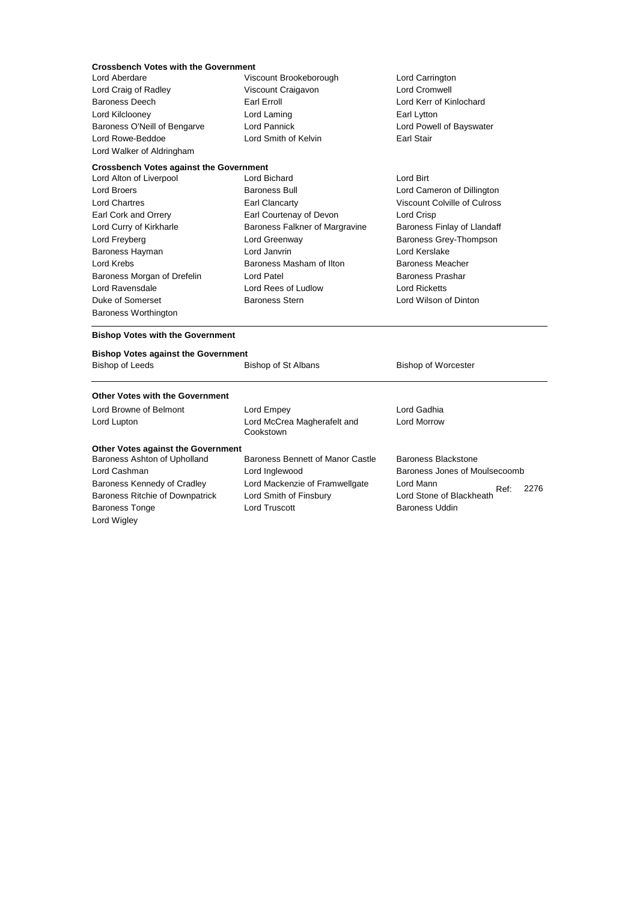**Crossbench Votes with the Government**

| | | |
|---|---|---|
| Lord Aberdare | Viscount Brookeborough | Lord Carrington |
| Lord Craig of Radley | Viscount Craigavon | Lord Cromwell |
| Baroness Deech | Earl Erroll | Lord Kerr of Kinlochard |
| Lord Kilclooney | Lord Laming | Earl Lytton |
| Baroness O'Neill of Bengarve | Lord Pannick | Lord Powell of Bayswater |
| Lord Rowe-Beddoe | Lord Smith of Kelvin | Earl Stair |
| Lord Walker of Aldringham | | |

**Crossbench Votes against the Government**

| | | |
|---|---|---|
| Lord Alton of Liverpool | Lord Bichard | Lord Birt |
| Lord Broers | Baroness Bull | Lord Cameron of Dillington |
| Lord Chartres | Earl Clancarty | Viscount Colville of Culross |
| Earl Cork and Orrery | Earl Courtenay of Devon | Lord Crisp |
| Lord Curry of Kirkharle | Baroness Falkner of Margravine | Baroness Finlay of Llandaff |
| Lord Freyberg | Lord Greenway | Baroness Grey-Thompson |
| Baroness Hayman | Lord Janvrin | Lord Kerslake |
| Lord Krebs | Baroness Masham of Ilton | Baroness Meacher |
| Baroness Morgan of Drefelin | Lord Patel | Baroness Prashar |
| Lord Ravensdale | Lord Rees of Ludlow | Lord Ricketts |
| Duke of Somerset | Baroness Stern | Lord Wilson of Dinton |
| Baroness Worthington | | |

**Bishop Votes with the Government**

**Bishop Votes against the Government**

| | | |
|---|---|---|
| Bishop of Leeds | Bishop of St Albans | Bishop of Worcester |

**Other Votes with the Government**

| | | |
|---|---|---|
| Lord Browne of Belmont | Lord Empey | Lord Gadhia |
| Lord Lupton | Lord McCrea Magherafelt and Cookstown | Lord Morrow |

**Other Votes against the Government**

| | | |
|---|---|---|
| Baroness Ashton of Upholland | Baroness Bennett of Manor Castle | Baroness Blackstone |
| Lord Cashman | Lord Inglewood | Baroness Jones of Moulsecoomb |
| Baroness Kennedy of Cradley | Lord Mackenzie of Framwellgate | Lord Mann |
| Baroness Ritchie of Downpatrick | Lord Smith of Finsbury | Lord Stone of Blackheath |
| Baroness Tonge | Lord Truscott | Baroness Uddin |
| Lord Wigley | | |

Ref: 2276